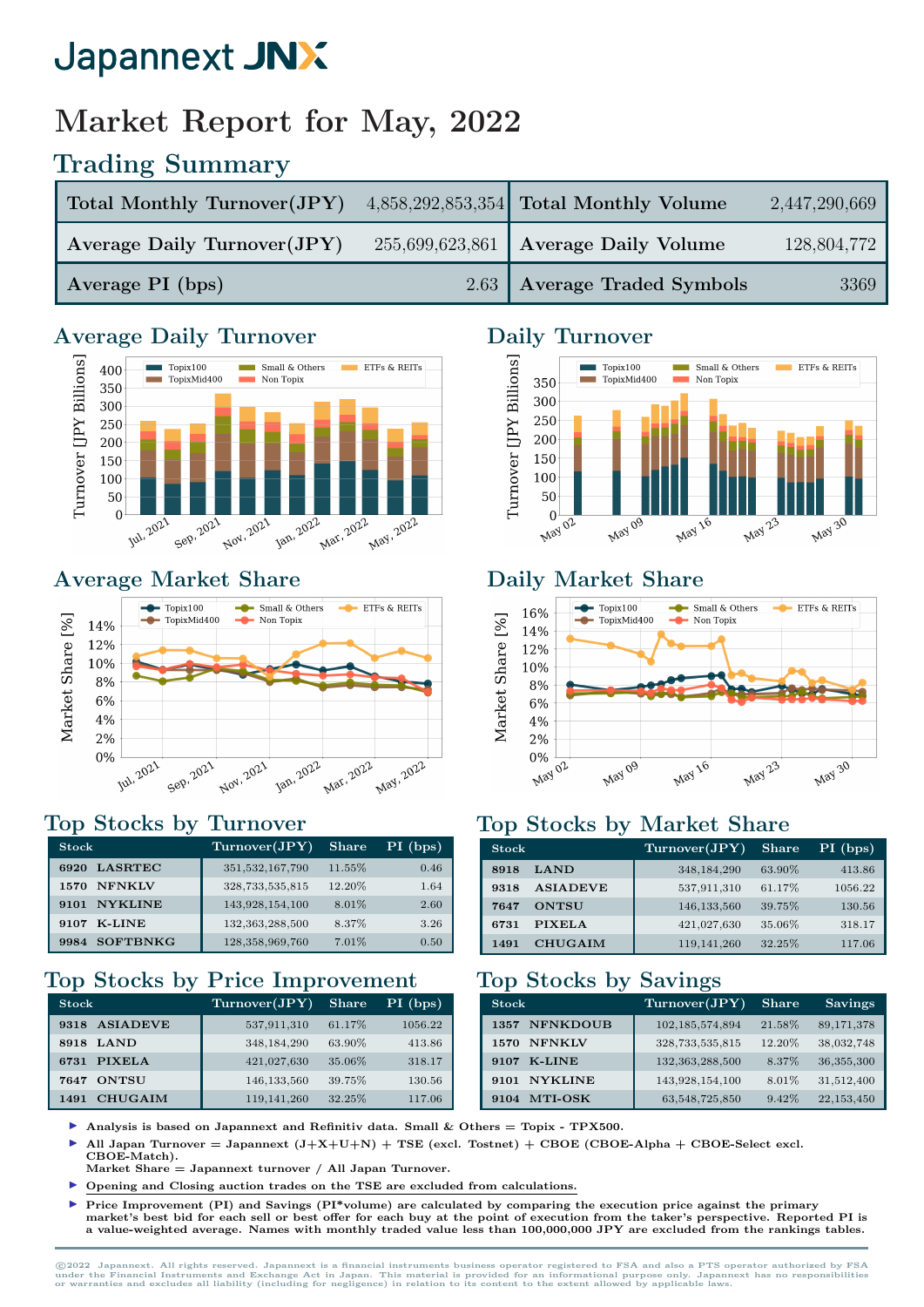# Japannext JNX

# Market Report for May, 2022

## Trading Summary

| | | | |
|---|---|---|---|
| **Total Monthly Turnover(JPY)** | 4,858,292,853,354 | **Total Monthly Volume** | 2,447,290,669 |
| **Average Daily Turnover(JPY)** | 255,699,623,861 | **Average Daily Volume** | 128,804,772 |
| **Average PI (bps)** | 2.63 | **Average Traded Symbols** | 3369 |

## Average Daily Turnover

## Daily Turnover

## Average Market Share

## Daily Market Share

## Top Stocks by Turnover

| Stock | Turnover(JPY) | Share | PI (bps) |
|---|---|---|---|
| **6920 LASRTEC** | 351,532,167,790 | 11.55% | 0.46 |
| **1570 NFNKLV** | 328,733,535,815 | 12.20% | 1.64 |
| **9101 NYKLINE** | 143,928,154,100 | 8.01% | 2.60 |
| **9107 K-LINE** | 132,363,288,500 | 8.37% | 3.26 |
| **9984 SOFTBNKG** | 128,358,969,760 | 7.01% | 0.50 |

## Top Stocks by Market Share

| Stock | Turnover(JPY) | Share | PI (bps) |
|---|---|---|---|
| **8918 LAND** | 348,184,290 | 63.90% | 413.86 |
| **9318 ASIADEVE** | 537,911,310 | 61.17% | 1056.22 |
| **7647 ONTSU** | 146,133,560 | 39.75% | 130.56 |
| **6731 PIXELA** | 421,027,630 | 35.06% | 318.17 |
| **1491 CHUGAIM** | 119,141,260 | 32.25% | 117.06 |

## Top Stocks by Price Improvement

| Stock | Turnover(JPY) | Share | PI (bps) |
|---|---|---|---|
| **9318 ASIADEVE** | 537,911,310 | 61.17% | 1056.22 |
| **8918 LAND** | 348,184,290 | 63.90% | 413.86 |
| **6731 PIXELA** | 421,027,630 | 35.06% | 318.17 |
| **7647 ONTSU** | 146,133,560 | 39.75% | 130.56 |
| **1491 CHUGAIM** | 119,141,260 | 32.25% | 117.06 |

## Top Stocks by Savings

| Stock | Turnover(JPY) | Share | Savings |
|---|---|---|---|
| **1357 NFNKDOUB** | 102,185,574,894 | 21.58% | 89,171,378 |
| **1570 NFNKLV** | 328,733,535,815 | 12.20% | 38,032,748 |
| **9107 K-LINE** | 132,363,288,500 | 8.37% | 36,355,300 |
| **9101 NYKLINE** | 143,928,154,100 | 8.01% | 31,512,400 |
| **9104 MTI-OSK** | 63,548,725,850 | 9.42% | 22,153,450 |

- **Analysis is based on Japannext and Refinitiv data. Small & Others = Topix - TPX500.**
- **All Japan Turnover = Japannext (J+X+U+N) + TSE (excl. Tostnet) + CBOE (CBOE-Alpha + CBOE-Select excl. CBOE-Match).**
  **Market Share = Japannext turnover / All Japan Turnover.**
- **Opening and Closing auction trades on the TSE are excluded from calculations.**
- **Price Improvement (PI) and Savings (PI*volume) are calculated by comparing the execution price against the primary market's best bid for each sell or best offer for each buy at the point of execution from the taker's perspective. Reported PI is a value-weighted average. Names with monthly traded value less than 100,000,000 JPY are excluded from the rankings tables.**

©2022 Japannext. All rights reserved. Japannext is a financial instruments business operator registered to FSA and also a PTS operator authorized by FSA under the Financial Instruments and Exchange Act in Japan. This material is provided for an informational purpose only. Japannext has no responsibilities or warranties and excludes all liability (including for negligence) in relation to its content to the extent allowed by applicable laws.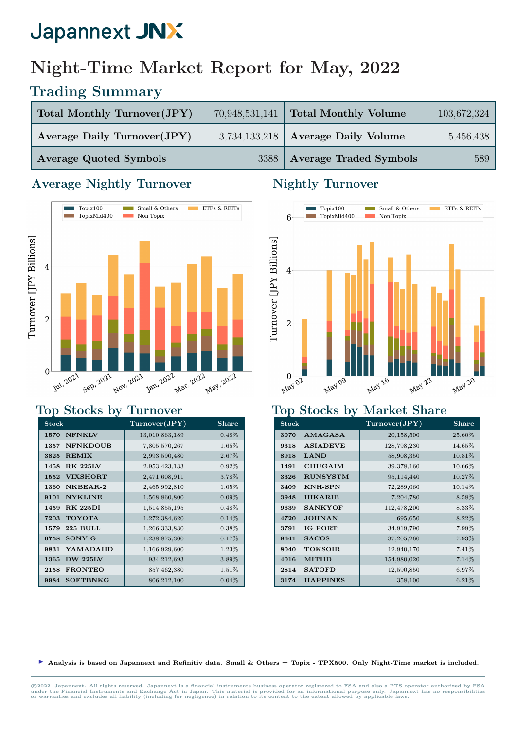# Japannext JNX

# Night-Time Market Report for May, 2022

## Trading Summary

| Total Monthly Turnover(JPY) | 70,948,531,141 | Total Monthly Volume | 103,672,324 |
|---|---|---|---|
| Average Daily Turnover(JPY) | 3,734,133,218 | Average Daily Volume | 5,456,438 |
| Average Quoted Symbols | 3388 | Average Traded Symbols | 589 |

## Average Nightly Turnover

## Nightly Turnover

## Top Stocks by Turnover

| Stock | | Turnover(JPY) | Share |
|---|---|---|---|
| 1570 | NFNKLV | 13,010,863,189 | 0.48% |
| 1357 | NFNKDOUB | 7,805,570,267 | 1.65% |
| 3825 | REMIX | 2,993,590,480 | 2.67% |
| 1458 | RK 225LV | 2,953,423,133 | 0.92% |
| 1552 | VIXSHORT | 2,471,608,911 | 3.78% |
| 1360 | NKBEAR-2 | 2,465,992,810 | 1.05% |
| 9101 | NYKLINE | 1,568,860,800 | 0.09% |
| 1459 | RK 225DI | 1,514,855,195 | 0.48% |
| 7203 | TOYOTA | 1,272,384,620 | 0.14% |
| 1579 | 225 BULL | 1,266,333,830 | 0.38% |
| 6758 | SONY G | 1,238,875,300 | 0.17% |
| 9831 | YAMADAHD | 1,166,929,600 | 1.23% |
| 1365 | DW 225LV | 934,212,693 | 3.89% |
| 2158 | FRONTEO | 857,462,380 | 1.51% |
| 9984 | SOFTBNKG | 806,212,100 | 0.04% |

## Top Stocks by Market Share

| Stock | | Turnover(JPY) | Share |
|---|---|---|---|
| 3070 | AMAGASA | 20,158,500 | 25.60% |
| 9318 | ASIADEVE | 128,798,230 | 14.65% |
| 8918 | LAND | 58,908,350 | 10.81% |
| 1491 | CHUGAIM | 39,378,160 | 10.66% |
| 3326 | RUNSYSTM | 95,114,440 | 10.27% |
| 3409 | KNH-SPN | 72,289,060 | 10.14% |
| 3948 | HIKARIB | 7,204,780 | 8.58% |
| 9639 | SANKYOF | 112,478,200 | 8.33% |
| 4720 | JOHNAN | 695,650 | 8.22% |
| 3791 | IG PORT | 34,919,790 | 7.99% |
| 9641 | SACOS | 37,205,260 | 7.93% |
| 8040 | TOKSOIR | 12,940,170 | 7.41% |
| 4016 | MITHD | 154,980,020 | 7.14% |
| 2814 | SATOFD | 12,590,850 | 6.97% |
| 3174 | HAPPINES | 358,100 | 6.21% |

- **Analysis is based on Japannext and Refinitiv data. Small & Others = Topix - TPX500. Only Night-Time market is included.**

©2022 Japannext. All rights reserved. Japannext is a financial instruments business operator registered to FSA and also a PTS operator authorized by FSA under the Financial Instruments and Exchange Act in Japan. This material is provided for an informational purpose only. Japannext has no responsibilities or warranties and excludes all liability (including for negligence) in relation to its content to the extent allowed by applicable laws.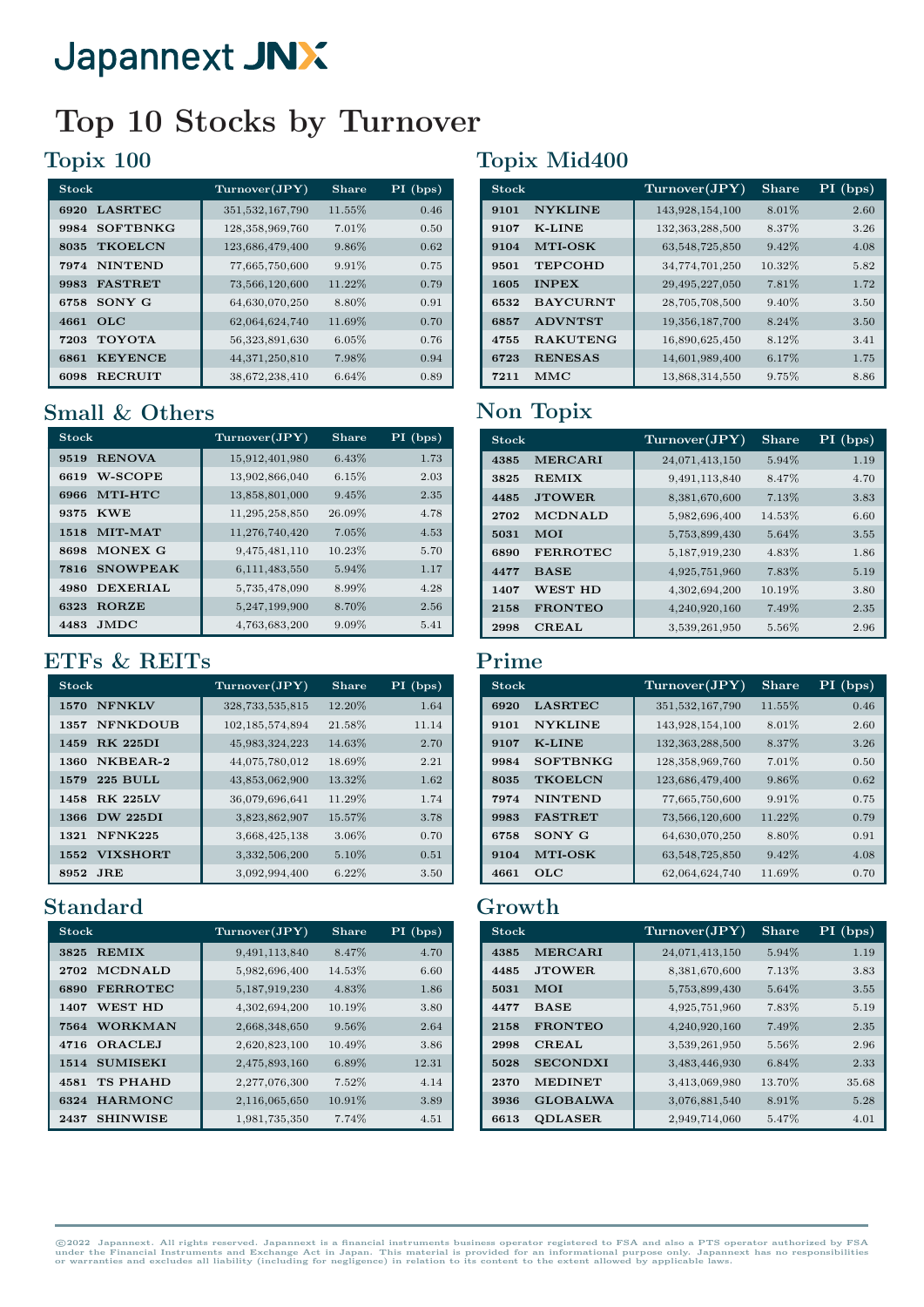# Japannext JNX

# Top 10 Stocks by Turnover

## Topix 100

| Stock | | Turnover(JPY) | Share | PI (bps) |
|---|---|---|---|---|
| 6920 | LASRTEC | 351,532,167,790 | 11.55% | 0.46 |
| 9984 | SOFTBNKG | 128,358,969,760 | 7.01% | 0.50 |
| 8035 | TKOELCN | 123,686,479,400 | 9.86% | 0.62 |
| 7974 | NINTEND | 77,665,750,600 | 9.91% | 0.75 |
| 9983 | FASTRET | 73,566,120,600 | 11.22% | 0.79 |
| 6758 | SONY G | 64,630,070,250 | 8.80% | 0.91 |
| 4661 | OLC | 62,064,624,740 | 11.69% | 0.70 |
| 7203 | TOYOTA | 56,323,891,630 | 6.05% | 0.76 |
| 6861 | KEYENCE | 44,371,250,810 | 7.98% | 0.94 |
| 6098 | RECRUIT | 38,672,238,410 | 6.64% | 0.89 |

## Topix Mid400

| Stock | | Turnover(JPY) | Share | PI (bps) |
|---|---|---|---|---|
| 9101 | NYKLINE | 143,928,154,100 | 8.01% | 2.60 |
| 9107 | K-LINE | 132,363,288,500 | 8.37% | 3.26 |
| 9104 | MTI-OSK | 63,548,725,850 | 9.42% | 4.08 |
| 9501 | TEPCOHD | 34,774,701,250 | 10.32% | 5.82 |
| 1605 | INPEX | 29,495,227,050 | 7.81% | 1.72 |
| 6532 | BAYCURNT | 28,705,708,500 | 9.40% | 3.50 |
| 6857 | ADVNTST | 19,356,187,700 | 8.24% | 3.50 |
| 4755 | RAKUTENG | 16,890,625,450 | 8.12% | 3.41 |
| 6723 | RENESAS | 14,601,989,400 | 6.17% | 1.75 |
| 7211 | MMC | 13,868,314,550 | 9.75% | 8.86 |

## Small & Others

| Stock | | Turnover(JPY) | Share | PI (bps) |
|---|---|---|---|---|
| 9519 | RENOVA | 15,912,401,980 | 6.43% | 1.73 |
| 6619 | W-SCOPE | 13,902,866,040 | 6.15% | 2.03 |
| 6966 | MTI-HTC | 13,858,801,000 | 9.45% | 2.35 |
| 9375 | KWE | 11,295,258,850 | 26.09% | 4.78 |
| 1518 | MIT-MAT | 11,276,740,420 | 7.05% | 4.53 |
| 8698 | MONEX G | 9,475,481,110 | 10.23% | 5.70 |
| 7816 | SNOWPEAK | 6,111,483,550 | 5.94% | 1.17 |
| 4980 | DEXERIAL | 5,735,478,090 | 8.99% | 4.28 |
| 6323 | RORZE | 5,247,199,900 | 8.70% | 2.56 |
| 4483 | JMDC | 4,763,683,200 | 9.09% | 5.41 |

## Non Topix

| Stock | | Turnover(JPY) | Share | PI (bps) |
|---|---|---|---|---|
| 4385 | MERCARI | 24,071,413,150 | 5.94% | 1.19 |
| 3825 | REMIX | 9,491,113,840 | 8.47% | 4.70 |
| 4485 | JTOWER | 8,381,670,600 | 7.13% | 3.83 |
| 2702 | MCDNALD | 5,982,696,400 | 14.53% | 6.60 |
| 5031 | MOI | 5,753,899,430 | 5.64% | 3.55 |
| 6890 | FERROTEC | 5,187,919,230 | 4.83% | 1.86 |
| 4477 | BASE | 4,925,751,960 | 7.83% | 5.19 |
| 1407 | WEST HD | 4,302,694,200 | 10.19% | 3.80 |
| 2158 | FRONTEO | 4,240,920,160 | 7.49% | 2.35 |
| 2998 | CREAL | 3,539,261,950 | 5.56% | 2.96 |

## ETFs & REITs

| Stock | | Turnover(JPY) | Share | PI (bps) |
|---|---|---|---|---|
| 1570 | NFNKLV | 328,733,535,815 | 12.20% | 1.64 |
| 1357 | NFNKDOUB | 102,185,574,894 | 21.58% | 11.14 |
| 1459 | RK 225DI | 45,983,324,223 | 14.63% | 2.70 |
| 1360 | NKBEAR-2 | 44,075,780,012 | 18.69% | 2.21 |
| 1579 | 225 BULL | 43,853,062,900 | 13.32% | 1.62 |
| 1458 | RK 225LV | 36,079,696,641 | 11.29% | 1.74 |
| 1366 | DW 225DI | 3,823,862,907 | 15.57% | 3.78 |
| 1321 | NFNK225 | 3,668,425,138 | 3.06% | 0.70 |
| 1552 | VIXSHORT | 3,332,506,200 | 5.10% | 0.51 |
| 8952 | JRE | 3,092,994,400 | 6.22% | 3.50 |

## Prime

| Stock | | Turnover(JPY) | Share | PI (bps) |
|---|---|---|---|---|
| 6920 | LASRTEC | 351,532,167,790 | 11.55% | 0.46 |
| 9101 | NYKLINE | 143,928,154,100 | 8.01% | 2.60 |
| 9107 | K-LINE | 132,363,288,500 | 8.37% | 3.26 |
| 9984 | SOFTBNKG | 128,358,969,760 | 7.01% | 0.50 |
| 8035 | TKOELCN | 123,686,479,400 | 9.86% | 0.62 |
| 7974 | NINTEND | 77,665,750,600 | 9.91% | 0.75 |
| 9983 | FASTRET | 73,566,120,600 | 11.22% | 0.79 |
| 6758 | SONY G | 64,630,070,250 | 8.80% | 0.91 |
| 9104 | MTI-OSK | 63,548,725,850 | 9.42% | 4.08 |
| 4661 | OLC | 62,064,624,740 | 11.69% | 0.70 |

## Standard

| Stock | | Turnover(JPY) | Share | PI (bps) |
|---|---|---|---|---|
| 3825 | REMIX | 9,491,113,840 | 8.47% | 4.70 |
| 2702 | MCDNALD | 5,982,696,400 | 14.53% | 6.60 |
| 6890 | FERROTEC | 5,187,919,230 | 4.83% | 1.86 |
| 1407 | WEST HD | 4,302,694,200 | 10.19% | 3.80 |
| 7564 | WORKMAN | 2,668,348,650 | 9.56% | 2.64 |
| 4716 | ORACLEJ | 2,620,823,100 | 10.49% | 3.86 |
| 1514 | SUMISEKI | 2,475,893,160 | 6.89% | 12.31 |
| 4581 | TS PHAHD | 2,277,076,300 | 7.52% | 4.14 |
| 6324 | HARMONC | 2,116,065,650 | 10.91% | 3.89 |
| 2437 | SHINWISE | 1,981,735,350 | 7.74% | 4.51 |

## Growth

| Stock | | Turnover(JPY) | Share | PI (bps) |
|---|---|---|---|---|
| 4385 | MERCARI | 24,071,413,150 | 5.94% | 1.19 |
| 4485 | JTOWER | 8,381,670,600 | 7.13% | 3.83 |
| 5031 | MOI | 5,753,899,430 | 5.64% | 3.55 |
| 4477 | BASE | 4,925,751,960 | 7.83% | 5.19 |
| 2158 | FRONTEO | 4,240,920,160 | 7.49% | 2.35 |
| 2998 | CREAL | 3,539,261,950 | 5.56% | 2.96 |
| 5028 | SECONDXI | 3,483,446,930 | 6.84% | 2.33 |
| 2370 | MEDINET | 3,413,069,980 | 13.70% | 35.68 |
| 3936 | GLOBALWA | 3,076,881,540 | 8.91% | 5.28 |
| 6613 | QDLASER | 2,949,714,060 | 5.47% | 4.01 |

©2022 Japannext. All rights reserved. Japannext is a financial instruments business operator registered to FSA and also a PTS operator authorized by FSA under the Financial Instruments and Exchange Act in Japan. This material is provided for an informational purpose only. Japannext has no responsibilities or warranties and excludes all liability (including for negligence) in relation to its content to the extent allowed by applicable laws.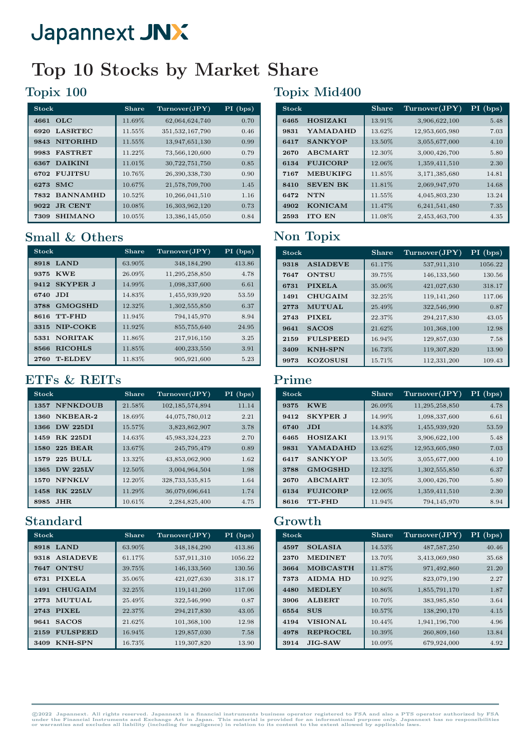Japannext JNX

# Top 10 Stocks by Market Share

## Topix 100

| Stock | Share | Turnover(JPY) | PI (bps) |
|---|---|---|---|
| 4661 OLC | 11.69% | 62,064,624,740 | 0.70 |
| 6920 LASRTEC | 11.55% | 351,532,167,790 | 0.46 |
| 9843 NITORIHD | 11.55% | 13,947,651,130 | 0.99 |
| 9983 FASTRET | 11.22% | 73,566,120,600 | 0.79 |
| 6367 DAIKINI | 11.01% | 30,722,751,750 | 0.85 |
| 6702 FUJITSU | 10.76% | 26,390,338,730 | 0.90 |
| 6273 SMC | 10.67% | 21,578,709,700 | 1.45 |
| 7832 BANNAMHD | 10.52% | 10,266,041,510 | 1.16 |
| 9022 JR CENT | 10.08% | 16,303,962,120 | 0.73 |
| 7309 SHIMANO | 10.05% | 13,386,145,050 | 0.84 |

## Topix Mid400

| Stock | Share | Turnover(JPY) | PI (bps) |
|---|---|---|---|
| 6465 HOSIZAKI | 13.91% | 3,906,622,100 | 5.48 |
| 9831 YAMADAHD | 13.62% | 12,953,605,980 | 7.03 |
| 6417 SANKYOP | 13.50% | 3,055,677,000 | 4.10 |
| 2670 ABCMART | 12.30% | 3,000,426,700 | 5.80 |
| 6134 FUJICORP | 12.06% | 1,359,411,510 | 2.30 |
| 7167 MEBUKIFG | 11.85% | 3,171,385,680 | 14.81 |
| 8410 SEVEN BK | 11.81% | 2,069,947,970 | 14.68 |
| 6472 NTN | 11.55% | 4,045,803,230 | 13.24 |
| 4902 KONICAM | 11.47% | 6,241,541,480 | 7.35 |
| 2593 ITO EN | 11.08% | 2,453,463,700 | 4.35 |

## Small & Others

| Stock | Share | Turnover(JPY) | PI (bps) |
|---|---|---|---|
| 8918 LAND | 63.90% | 348,184,290 | 413.86 |
| 9375 KWE | 26.09% | 11,295,258,850 | 4.78 |
| 9412 SKYPER J | 14.99% | 1,098,337,600 | 6.61 |
| 6740 JDI | 14.83% | 1,455,939,920 | 53.59 |
| 3788 GMOGSHD | 12.32% | 1,302,555,850 | 6.37 |
| 8616 TT-FHD | 11.94% | 794,145,970 | 8.94 |
| 3315 NIP-COKE | 11.92% | 855,755,640 | 24.95 |
| 5331 NORITAK | 11.86% | 217,916,150 | 3.25 |
| 8566 RICOHLS | 11.85% | 400,233,550 | 3.91 |
| 2760 T-ELDEV | 11.83% | 905,921,600 | 5.23 |

## Non Topix

| Stock | Share | Turnover(JPY) | PI (bps) |
|---|---|---|---|
| 9318 ASIADEVE | 61.17% | 537,911,310 | 1056.22 |
| 7647 ONTSU | 39.75% | 146,133,560 | 130.56 |
| 6731 PIXELA | 35.06% | 421,027,630 | 318.17 |
| 1491 CHUGAIM | 32.25% | 119,141,260 | 117.06 |
| 2773 MUTUAL | 25.49% | 322,546,990 | 0.87 |
| 2743 PIXEL | 22.37% | 294,217,830 | 43.05 |
| 9641 SACOS | 21.62% | 101,368,100 | 12.98 |
| 2159 FULSPEED | 16.94% | 129,857,030 | 7.58 |
| 3409 KNH-SPN | 16.73% | 119,307,820 | 13.90 |
| 9973 KOZOSUSI | 15.71% | 112,331,200 | 109.43 |

## ETFs & REITs

| Stock | Share | Turnover(JPY) | PI (bps) |
|---|---|---|---|
| 1357 NFNKDOUB | 21.58% | 102,185,574,894 | 11.14 |
| 1360 NKBEAR-2 | 18.69% | 44,075,780,012 | 2.21 |
| 1366 DW 225DI | 15.57% | 3,823,862,907 | 3.78 |
| 1459 RK 225DI | 14.63% | 45,983,324,223 | 2.70 |
| 1580 225 BEAR | 13.67% | 245,795,479 | 0.89 |
| 1579 225 BULL | 13.32% | 43,853,062,900 | 1.62 |
| 1365 DW 225LV | 12.50% | 3,004,964,504 | 1.98 |
| 1570 NFNKLV | 12.20% | 328,733,535,815 | 1.64 |
| 1458 RK 225LV | 11.29% | 36,079,696,641 | 1.74 |
| 8985 JHR | 10.61% | 2,284,825,400 | 4.75 |

## Prime

| Stock | Share | Turnover(JPY) | PI (bps) |
|---|---|---|---|
| 9375 KWE | 26.09% | 11,295,258,850 | 4.78 |
| 9412 SKYPER J | 14.99% | 1,098,337,600 | 6.61 |
| 6740 JDI | 14.83% | 1,455,939,920 | 53.59 |
| 6465 HOSIZAKI | 13.91% | 3,906,622,100 | 5.48 |
| 9831 YAMADAHD | 13.62% | 12,953,605,980 | 7.03 |
| 6417 SANKYOP | 13.50% | 3,055,677,000 | 4.10 |
| 3788 GMOGSHD | 12.32% | 1,302,555,850 | 6.37 |
| 2670 ABCMART | 12.30% | 3,000,426,700 | 5.80 |
| 6134 FUJICORP | 12.06% | 1,359,411,510 | 2.30 |
| 8616 TT-FHD | 11.94% | 794,145,970 | 8.94 |

## Standard

| Stock | Share | Turnover(JPY) | PI (bps) |
|---|---|---|---|
| 8918 LAND | 63.90% | 348,184,290 | 413.86 |
| 9318 ASIADEVE | 61.17% | 537,911,310 | 1056.22 |
| 7647 ONTSU | 39.75% | 146,133,560 | 130.56 |
| 6731 PIXELA | 35.06% | 421,027,630 | 318.17 |
| 1491 CHUGAIM | 32.25% | 119,141,260 | 117.06 |
| 2773 MUTUAL | 25.49% | 322,546,990 | 0.87 |
| 2743 PIXEL | 22.37% | 294,217,830 | 43.05 |
| 9641 SACOS | 21.62% | 101,368,100 | 12.98 |
| 2159 FULSPEED | 16.94% | 129,857,030 | 7.58 |
| 3409 KNH-SPN | 16.73% | 119,307,820 | 13.90 |

## Growth

| Stock | Share | Turnover(JPY) | PI (bps) |
|---|---|---|---|
| 4597 SOLASIA | 14.53% | 487,587,250 | 40.46 |
| 2370 MEDINET | 13.70% | 3,413,069,980 | 35.68 |
| 3664 MOBCASTH | 11.87% | 971,492,860 | 21.20 |
| 7373 AIDMA HD | 10.92% | 823,079,190 | 2.27 |
| 4480 MEDLEY | 10.86% | 1,855,791,170 | 1.87 |
| 3906 ALBERT | 10.70% | 383,985,850 | 3.64 |
| 6554 SUS | 10.57% | 138,290,170 | 4.15 |
| 4194 VISIONAL | 10.44% | 1,941,196,700 | 4.96 |
| 4978 REPROCEL | 10.39% | 260,809,160 | 13.84 |
| 3914 JIG-SAW | 10.09% | 679,924,000 | 4.92 |

©2022 Japannext. All rights reserved. Japannext is a financial instruments business operator registered to FSA and also a PTS operator authorized by FSA under the Financial Instruments and Exchange Act in Japan. This material is provided for an informational purpose only. Japannext has no responsibilities or warranties and excludes all liability (including for negligence) in relation to its content to the extent allowed by applicable laws.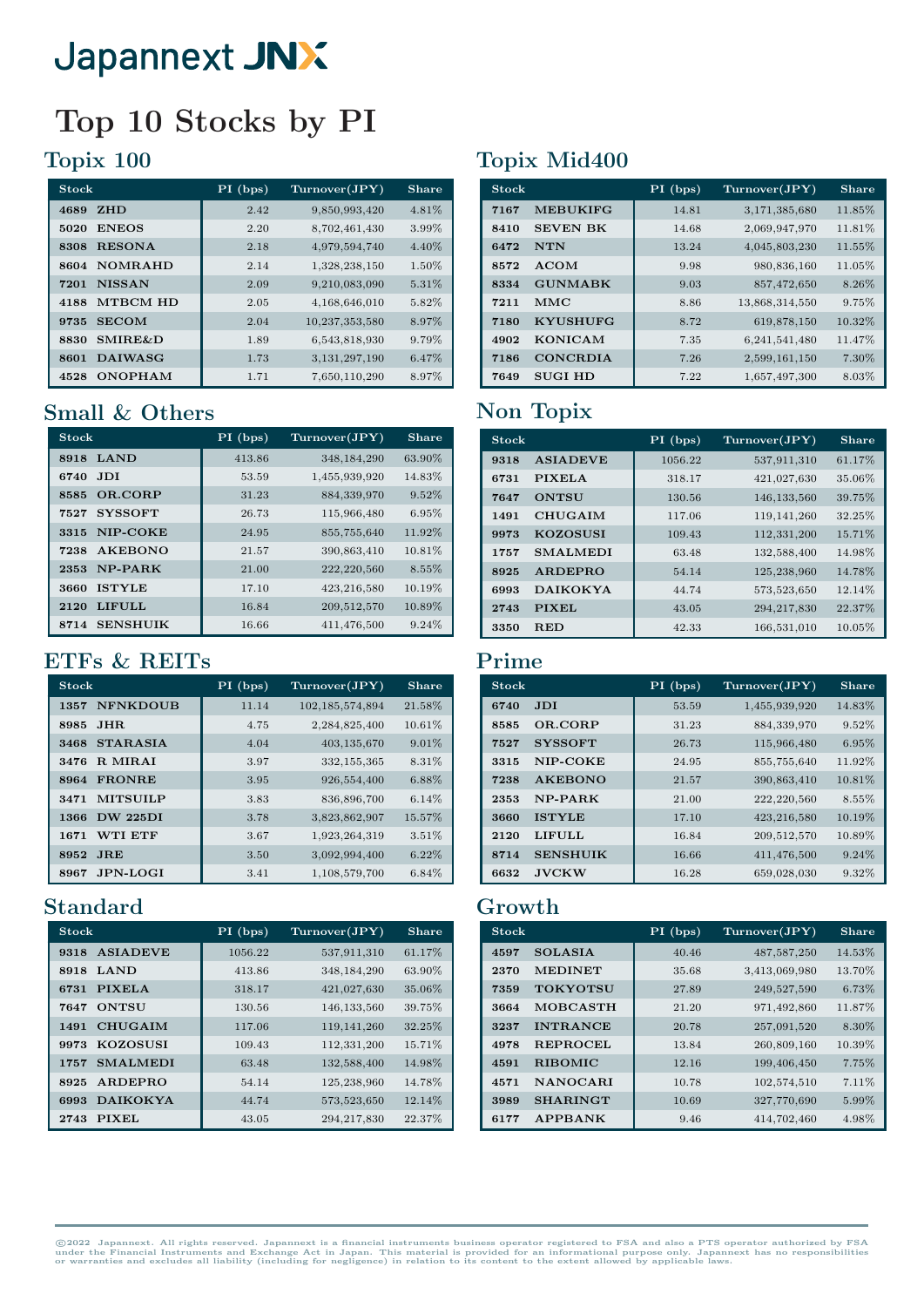# Japannext JNX

# Top 10 Stocks by PI

## Topix 100

| Stock | | PI (bps) | Turnover(JPY) | Share |
|---|---|---|---|---|
| 4689 | ZHD | 2.42 | 9,850,993,420 | 4.81% |
| 5020 | ENEOS | 2.20 | 8,702,461,430 | 3.99% |
| 8308 | RESONA | 2.18 | 4,979,594,740 | 4.40% |
| 8604 | NOMRAHD | 2.14 | 1,328,238,150 | 1.50% |
| 7201 | NISSAN | 2.09 | 9,210,083,090 | 5.31% |
| 4188 | MTBCM HD | 2.05 | 4,168,646,010 | 5.82% |
| 9735 | SECOM | 2.04 | 10,237,353,580 | 8.97% |
| 8830 | SMIRE&D | 1.89 | 6,543,818,930 | 9.79% |
| 8601 | DAIWASG | 1.73 | 3,131,297,190 | 6.47% |
| 4528 | ONOPHAM | 1.71 | 7,650,110,290 | 8.97% |

## Topix Mid400

| Stock | | PI (bps) | Turnover(JPY) | Share |
|---|---|---|---|---|
| 7167 | MEBUKIFG | 14.81 | 3,171,385,680 | 11.85% |
| 8410 | SEVEN BK | 14.68 | 2,069,947,970 | 11.81% |
| 6472 | NTN | 13.24 | 4,045,803,230 | 11.55% |
| 8572 | ACOM | 9.98 | 980,836,160 | 11.05% |
| 8334 | GUNMABK | 9.03 | 857,472,650 | 8.26% |
| 7211 | MMC | 8.86 | 13,868,314,550 | 9.75% |
| 7180 | KYUSHUFG | 8.72 | 619,878,150 | 10.32% |
| 4902 | KONICAM | 7.35 | 6,241,541,480 | 11.47% |
| 7186 | CONCRDIA | 7.26 | 2,599,161,150 | 7.30% |
| 7649 | SUGI HD | 7.22 | 1,657,497,300 | 8.03% |

## Small & Others

| Stock | | PI (bps) | Turnover(JPY) | Share |
|---|---|---|---|---|
| 8918 | LAND | 413.86 | 348,184,290 | 63.90% |
| 6740 | JDI | 53.59 | 1,455,939,920 | 14.83% |
| 8585 | OR.CORP | 31.23 | 884,339,970 | 9.52% |
| 7527 | SYSSOFT | 26.73 | 115,966,480 | 6.95% |
| 3315 | NIP-COKE | 24.95 | 855,755,640 | 11.92% |
| 7238 | AKEBONO | 21.57 | 390,863,410 | 10.81% |
| 2353 | NP-PARK | 21.00 | 222,220,560 | 8.55% |
| 3660 | ISTYLE | 17.10 | 423,216,580 | 10.19% |
| 2120 | LIFULL | 16.84 | 209,512,570 | 10.89% |
| 8714 | SENSHUIK | 16.66 | 411,476,500 | 9.24% |

## Non Topix

| Stock | | PI (bps) | Turnover(JPY) | Share |
|---|---|---|---|---|
| 9318 | ASIADEVE | 1056.22 | 537,911,310 | 61.17% |
| 6731 | PIXELA | 318.17 | 421,027,630 | 35.06% |
| 7647 | ONTSU | 130.56 | 146,133,560 | 39.75% |
| 1491 | CHUGAIM | 117.06 | 119,141,260 | 32.25% |
| 9973 | KOZOSUSI | 109.43 | 112,331,200 | 15.71% |
| 1757 | SMALMEDI | 63.48 | 132,588,400 | 14.98% |
| 8925 | ARDEPRO | 54.14 | 125,238,960 | 14.78% |
| 6993 | DAIKOKYA | 44.74 | 573,523,650 | 12.14% |
| 2743 | PIXEL | 43.05 | 294,217,830 | 22.37% |
| 3350 | RED | 42.33 | 166,531,010 | 10.05% |

## ETFs & REITs

| Stock | | PI (bps) | Turnover(JPY) | Share |
|---|---|---|---|---|
| 1357 | NFNKDOUB | 11.14 | 102,185,574,894 | 21.58% |
| 8985 | JHR | 4.75 | 2,284,825,400 | 10.61% |
| 3468 | STARASIA | 4.04 | 403,135,670 | 9.01% |
| 3476 | R MIRAI | 3.97 | 332,155,365 | 8.31% |
| 8964 | FRONRE | 3.95 | 926,554,400 | 6.88% |
| 3471 | MITSUILP | 3.83 | 836,896,700 | 6.14% |
| 1366 | DW 225DI | 3.78 | 3,823,862,907 | 15.57% |
| 1671 | WTI ETF | 3.67 | 1,923,264,319 | 3.51% |
| 8952 | JRE | 3.50 | 3,092,994,400 | 6.22% |
| 8967 | JPN-LOGI | 3.41 | 1,108,579,700 | 6.84% |

## Prime

| Stock | | PI (bps) | Turnover(JPY) | Share |
|---|---|---|---|---|
| 6740 | JDI | 53.59 | 1,455,939,920 | 14.83% |
| 8585 | OR.CORP | 31.23 | 884,339,970 | 9.52% |
| 7527 | SYSSOFT | 26.73 | 115,966,480 | 6.95% |
| 3315 | NIP-COKE | 24.95 | 855,755,640 | 11.92% |
| 7238 | AKEBONO | 21.57 | 390,863,410 | 10.81% |
| 2353 | NP-PARK | 21.00 | 222,220,560 | 8.55% |
| 3660 | ISTYLE | 17.10 | 423,216,580 | 10.19% |
| 2120 | LIFULL | 16.84 | 209,512,570 | 10.89% |
| 8714 | SENSHUIK | 16.66 | 411,476,500 | 9.24% |
| 6632 | JVCKW | 16.28 | 659,028,030 | 9.32% |

## Standard

| Stock | | PI (bps) | Turnover(JPY) | Share |
|---|---|---|---|---|
| 9318 | ASIADEVE | 1056.22 | 537,911,310 | 61.17% |
| 8918 | LAND | 413.86 | 348,184,290 | 63.90% |
| 6731 | PIXELA | 318.17 | 421,027,630 | 35.06% |
| 7647 | ONTSU | 130.56 | 146,133,560 | 39.75% |
| 1491 | CHUGAIM | 117.06 | 119,141,260 | 32.25% |
| 9973 | KOZOSUSI | 109.43 | 112,331,200 | 15.71% |
| 1757 | SMALMEDI | 63.48 | 132,588,400 | 14.98% |
| 8925 | ARDEPRO | 54.14 | 125,238,960 | 14.78% |
| 6993 | DAIKOKYA | 44.74 | 573,523,650 | 12.14% |
| 2743 | PIXEL | 43.05 | 294,217,830 | 22.37% |

## Growth

| Stock | | PI (bps) | Turnover(JPY) | Share |
|---|---|---|---|---|
| 4597 | SOLASIA | 40.46 | 487,587,250 | 14.53% |
| 2370 | MEDINET | 35.68 | 3,413,069,980 | 13.70% |
| 7359 | TOKYOTSU | 27.89 | 249,527,590 | 6.73% |
| 3664 | MOBCASTH | 21.20 | 971,492,860 | 11.87% |
| 3237 | INTRANCE | 20.78 | 257,091,520 | 8.30% |
| 4978 | REPROCEL | 13.84 | 260,809,160 | 10.39% |
| 4591 | RIBOMIC | 12.16 | 199,406,450 | 7.75% |
| 4571 | NANOCARI | 10.78 | 102,574,510 | 7.11% |
| 3989 | SHARINGT | 10.69 | 327,770,690 | 5.99% |
| 6177 | APPBANK | 9.46 | 414,702,460 | 4.98% |

©2022 Japannext. All rights reserved. Japannext is a financial instruments business operator registered to FSA and also a PTS operator authorized by FSA under the Financial Instruments and Exchange Act in Japan. This material is provided for an informational purpose only. Japannext has no responsibilities or warranties and excludes all liability (including for negligence) in relation to its content to the extent allowed by applicable laws.